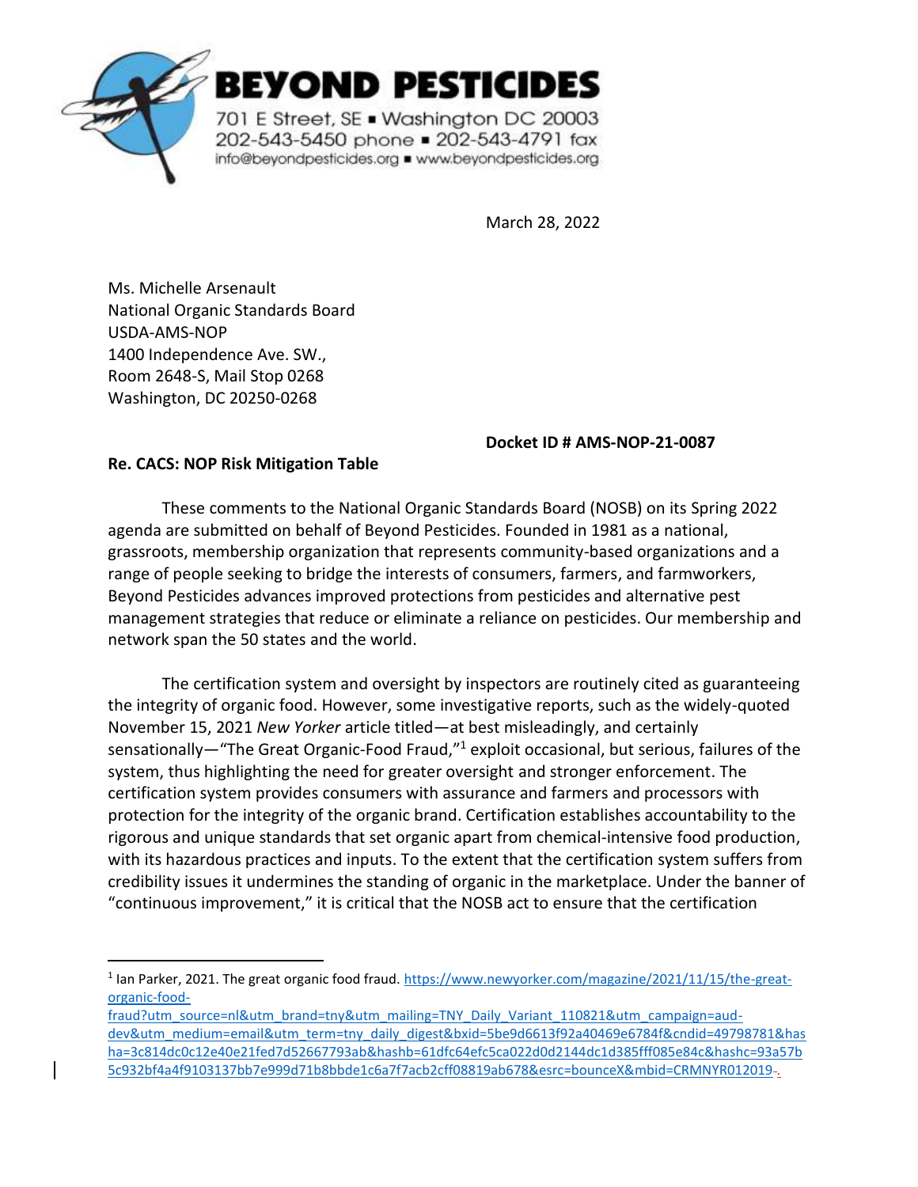# BEYOND PESTICIDES

701 E Street, SE ▪ Washington DC 20003
202-543-5450 phone ▪ 202-543-4791 fax
info@beyondpesticides.org ▪ www.beyondpesticides.org

March 28, 2022

Ms. Michelle Arsenault
National Organic Standards Board
USDA-AMS-NOP
1400 Independence Ave. SW.,
Room 2648-S, Mail Stop 0268
Washington, DC 20250-0268

**Docket ID # AMS-NOP-21-0087**

**Re. CACS: NOP Risk Mitigation Table**

These comments to the National Organic Standards Board (NOSB) on its Spring 2022 agenda are submitted on behalf of Beyond Pesticides. Founded in 1981 as a national, grassroots, membership organization that represents community-based organizations and a range of people seeking to bridge the interests of consumers, farmers, and farmworkers, Beyond Pesticides advances improved protections from pesticides and alternative pest management strategies that reduce or eliminate a reliance on pesticides. Our membership and network span the 50 states and the world.

The certification system and oversight by inspectors are routinely cited as guaranteeing the integrity of organic food. However, some investigative reports, such as the widely-quoted November 15, 2021 *New Yorker* article titled—at best misleadingly, and certainly sensationally—"The Great Organic-Food Fraud,"[1] exploit occasional, but serious, failures of the system, thus highlighting the need for greater oversight and stronger enforcement. The certification system provides consumers with assurance and farmers and processors with protection for the integrity of the organic brand. Certification establishes accountability to the rigorous and unique standards that set organic apart from chemical-intensive food production, with its hazardous practices and inputs. To the extent that the certification system suffers from credibility issues it undermines the standing of organic in the marketplace. Under the banner of "continuous improvement," it is critical that the NOSB act to ensure that the certification

---

[1] Ian Parker, 2021. The great organic food fraud. https://www.newyorker.com/magazine/2021/11/15/the-great-organic-food-fraud?utm_source=nl&utm_brand=tny&utm_mailing=TNY_Daily_Variant_110821&utm_campaign=aud-dev&utm_medium=email&utm_term=tny_daily_digest&bxid=5be9d6613f92a40469e6784f&cndid=49798781&hasha=3c814dc0c12e40e21fed7d52667793ab&hashb=61dfc64efc5ca022d0d2144dc1d385fff085e84c&hashc=93a57b5c932bf4a4f9103137bb7e999d71b8bbde1c6a7f7acb2cff08819ab678&esrc=bounceX&mbid=CRMNYR012019.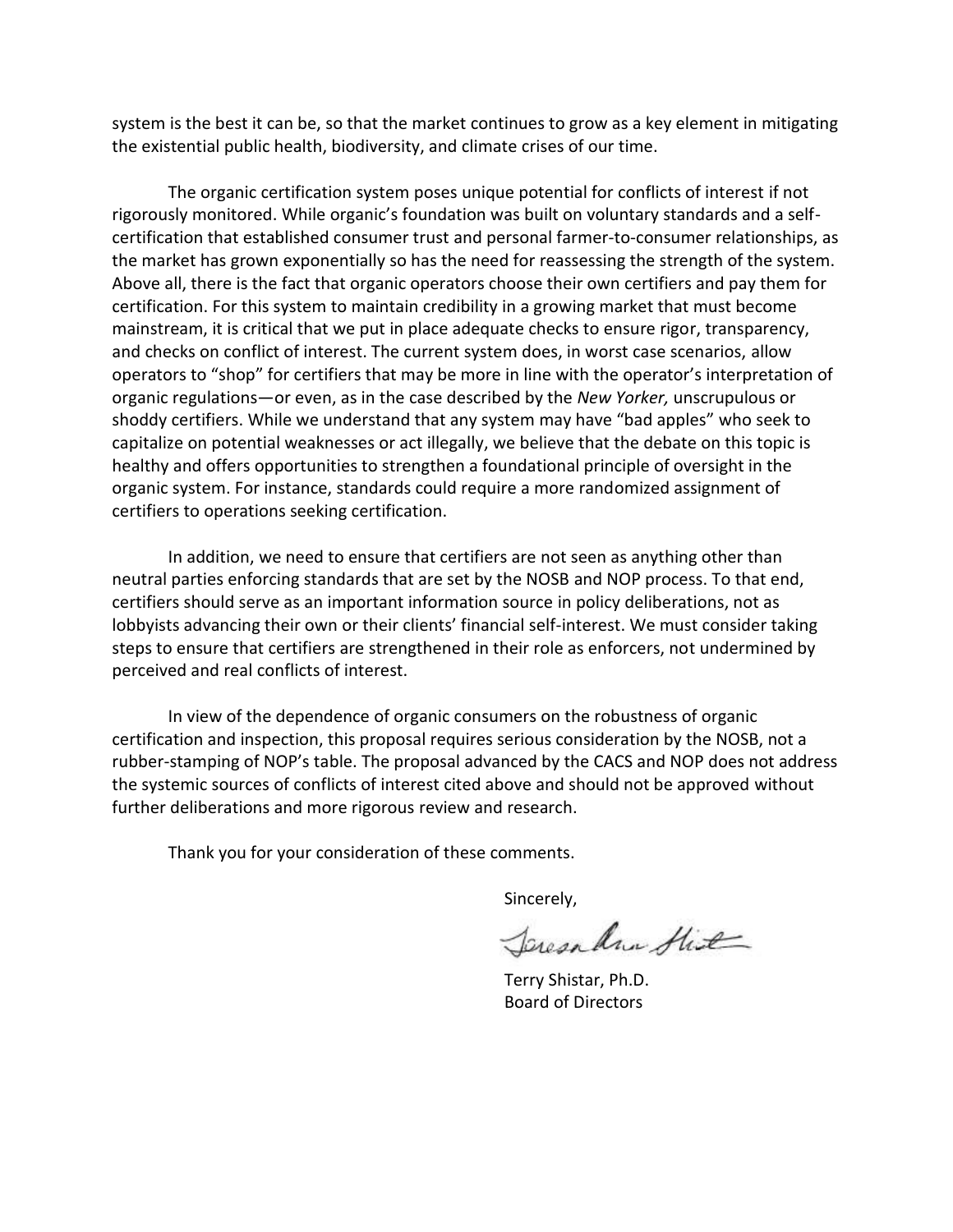system is the best it can be, so that the market continues to grow as a key element in mitigating the existential public health, biodiversity, and climate crises of our time.

The organic certification system poses unique potential for conflicts of interest if not rigorously monitored. While organic's foundation was built on voluntary standards and a self-certification that established consumer trust and personal farmer-to-consumer relationships, as the market has grown exponentially so has the need for reassessing the strength of the system. Above all, there is the fact that organic operators choose their own certifiers and pay them for certification. For this system to maintain credibility in a growing market that must become mainstream, it is critical that we put in place adequate checks to ensure rigor, transparency, and checks on conflict of interest. The current system does, in worst case scenarios, allow operators to "shop" for certifiers that may be more in line with the operator's interpretation of organic regulations—or even, as in the case described by the *New Yorker,* unscrupulous or shoddy certifiers. While we understand that any system may have "bad apples" who seek to capitalize on potential weaknesses or act illegally, we believe that the debate on this topic is healthy and offers opportunities to strengthen a foundational principle of oversight in the organic system. For instance, standards could require a more randomized assignment of certifiers to operations seeking certification.

In addition, we need to ensure that certifiers are not seen as anything other than neutral parties enforcing standards that are set by the NOSB and NOP process. To that end, certifiers should serve as an important information source in policy deliberations, not as lobbyists advancing their own or their clients' financial self-interest. We must consider taking steps to ensure that certifiers are strengthened in their role as enforcers, not undermined by perceived and real conflicts of interest.

In view of the dependence of organic consumers on the robustness of organic certification and inspection, this proposal requires serious consideration by the NOSB, not a rubber-stamping of NOP's table. The proposal advanced by the CACS and NOP does not address the systemic sources of conflicts of interest cited above and should not be approved without further deliberations and more rigorous review and research.

Thank you for your consideration of these comments.

Sincerely,

Terry Shistar, Ph.D.
Board of Directors